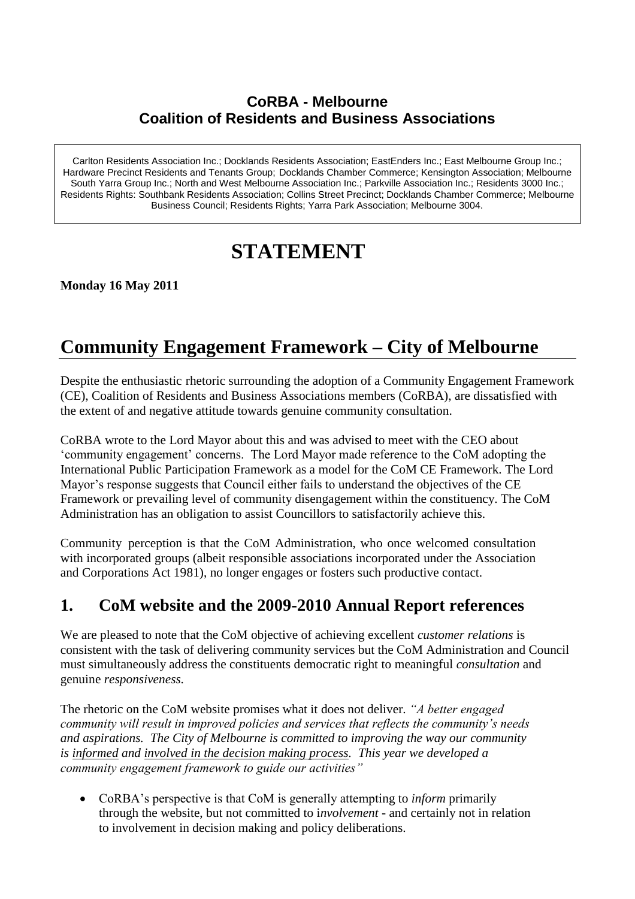**CoRBA - Melbourne**
**Coalition of Residents and Business Associations**

Carlton Residents Association Inc.; Docklands Residents Association; EastEnders Inc.; East Melbourne Group Inc.; Hardware Precinct Residents and Tenants Group; Docklands Chamber Commerce; Kensington Association; Melbourne South Yarra Group Inc.; North and West Melbourne Association Inc.; Parkville Association Inc.; Residents 3000 Inc.; Residents Rights: Southbank Residents Association; Collins Street Precinct; Docklands Chamber Commerce; Melbourne Business Council; Residents Rights; Yarra Park Association; Melbourne 3004.

# STATEMENT

**Monday 16 May 2011**

# Community Engagement Framework – City of Melbourne

Despite the enthusiastic rhetoric surrounding the adoption of a Community Engagement Framework (CE), Coalition of Residents and Business Associations members (CoRBA), are dissatisfied with the extent of and negative attitude towards genuine community consultation.

CoRBA wrote to the Lord Mayor about this and was advised to meet with the CEO about 'community engagement' concerns. The Lord Mayor made reference to the CoM adopting the International Public Participation Framework as a model for the CoM CE Framework. The Lord Mayor's response suggests that Council either fails to understand the objectives of the CE Framework or prevailing level of community disengagement within the constituency. The CoM Administration has an obligation to assist Councillors to satisfactorily achieve this.

Community perception is that the CoM Administration, who once welcomed consultation with incorporated groups (albeit responsible associations incorporated under the Association and Corporations Act 1981), no longer engages or fosters such productive contact.

## 1. CoM website and the 2009-2010 Annual Report references

We are pleased to note that the CoM objective of achieving excellent *customer relations* is consistent with the task of delivering community services but the CoM Administration and Council must simultaneously address the constituents democratic right to meaningful *consultation* and genuine *responsiveness.*

The rhetoric on the CoM website promises what it does not deliver. *"A better engaged community will result in improved policies and services that reflects the community's needs and aspirations. The City of Melbourne is committed to improving the way our community is <u>informed</u> and <u>involved in the decision making process</u>. This year we developed a community engagement framework to guide our activities"*

- CoRBA's perspective is that CoM is generally attempting to *inform* primarily through the website, but not committed to i*nvolvement* - and certainly not in relation to involvement in decision making and policy deliberations.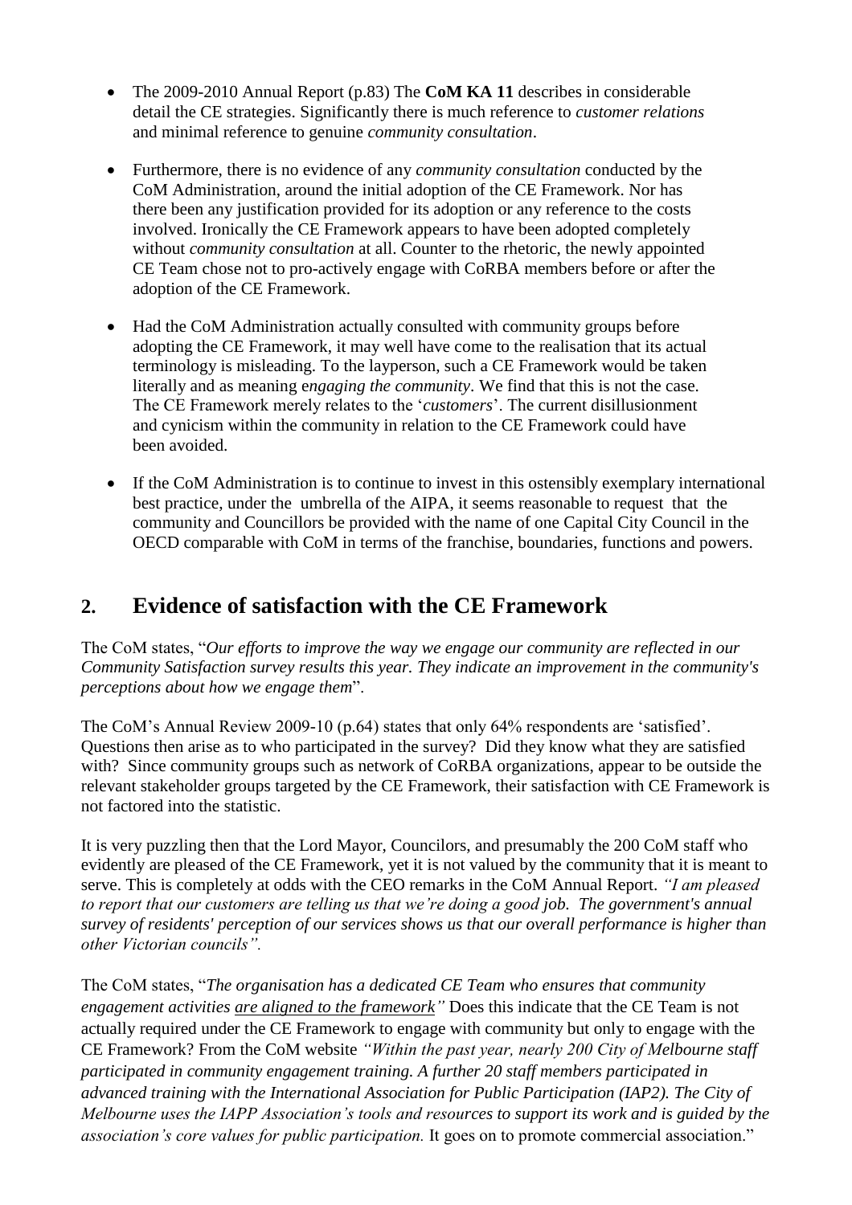- The 2009-2010 Annual Report (p.83) The **CoM KA 11** describes in considerable detail the CE strategies. Significantly there is much reference to *customer relations* and minimal reference to genuine *community consultation*.

- Furthermore, there is no evidence of any *community consultation* conducted by the CoM Administration, around the initial adoption of the CE Framework. Nor has there been any justification provided for its adoption or any reference to the costs involved. Ironically the CE Framework appears to have been adopted completely without *community consultation* at all. Counter to the rhetoric, the newly appointed CE Team chose not to pro-actively engage with CoRBA members before or after the adoption of the CE Framework.

- Had the CoM Administration actually consulted with community groups before adopting the CE Framework, it may well have come to the realisation that its actual terminology is misleading. To the layperson, such a CE Framework would be taken literally and as meaning e*ngaging the community*. We find that this is not the case. The CE Framework merely relates to the '*customers*'. The current disillusionment and cynicism within the community in relation to the CE Framework could have been avoided.

- If the CoM Administration is to continue to invest in this ostensibly exemplary international best practice, under the umbrella of the AIPA, it seems reasonable to request that the community and Councillors be provided with the name of one Capital City Council in the OECD comparable with CoM in terms of the franchise, boundaries, functions and powers.

## 2. Evidence of satisfaction with the CE Framework

The CoM states, "*Our efforts to improve the way we engage our community are reflected in our Community Satisfaction survey results this year. They indicate an improvement in the community's perceptions about how we engage them*".

The CoM's Annual Review 2009-10 (p.64) states that only 64% respondents are 'satisfied'. Questions then arise as to who participated in the survey? Did they know what they are satisfied with? Since community groups such as network of CoRBA organizations, appear to be outside the relevant stakeholder groups targeted by the CE Framework, their satisfaction with CE Framework is not factored into the statistic.

It is very puzzling then that the Lord Mayor, Councilors, and presumably the 200 CoM staff who evidently are pleased of the CE Framework, yet it is not valued by the community that it is meant to serve. This is completely at odds with the CEO remarks in the CoM Annual Report. *"I am pleased to report that our customers are telling us that we're doing a good job. The government's annual survey of residents' perception of our services shows us that our overall performance is higher than other Victorian councils".*

The CoM states, "*The organisation has a dedicated CE Team who ensures that community engagement activities <u>are aligned to the framework</u>"* Does this indicate that the CE Team is not actually required under the CE Framework to engage with community but only to engage with the CE Framework? From the CoM website *"Within the past year, nearly 200 City of Melbourne staff participated in community engagement training. A further 20 staff members participated in advanced training with the International Association for Public Participation (IAP2). The City of Melbourne uses the IAPP Association's tools and resources to support its work and is guided by the association's core values for public participation.* It goes on to promote commercial association."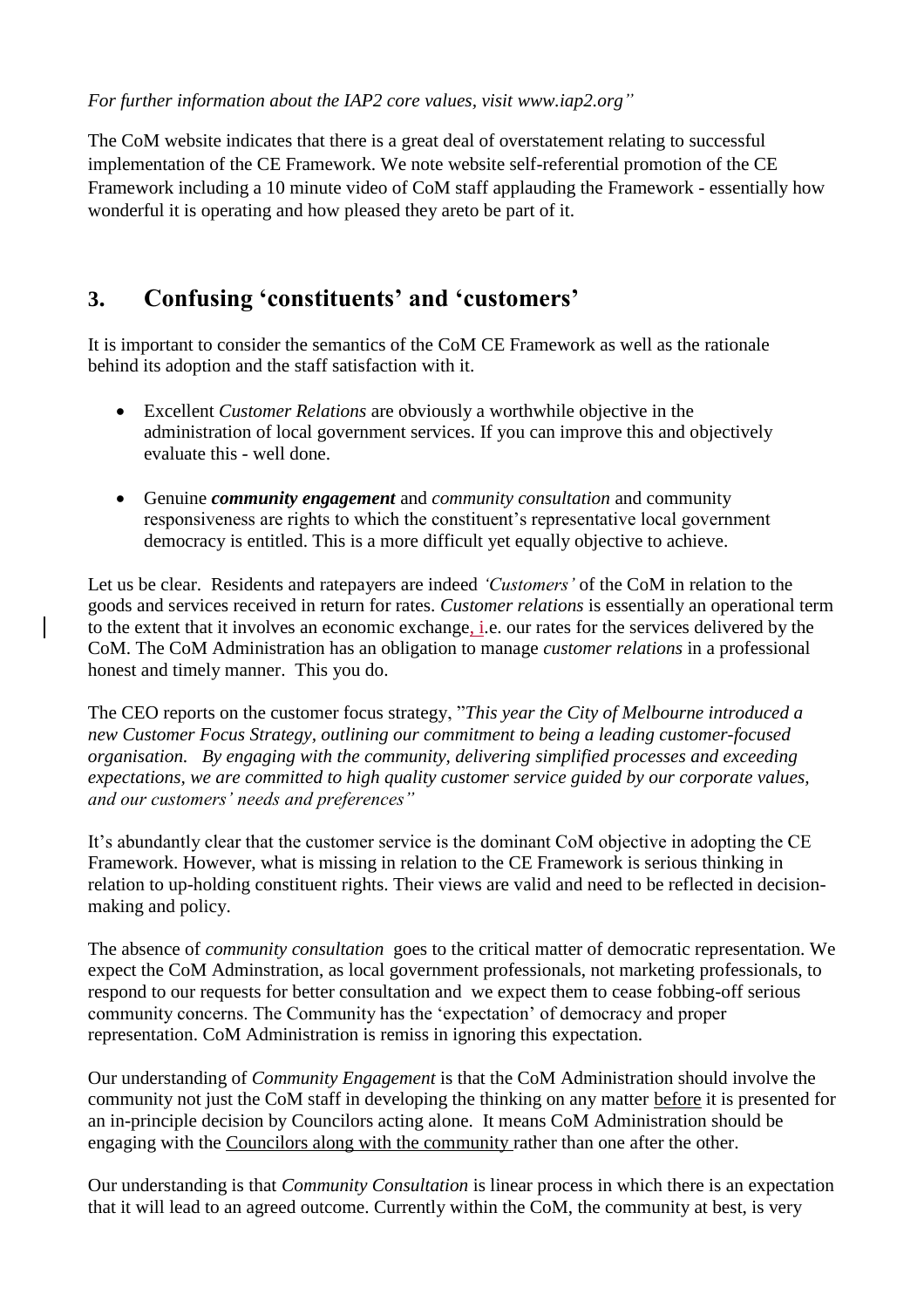*For further information about the IAP2 core values, visit www.iap2.org"*

The CoM website indicates that there is a great deal of overstatement relating to successful implementation of the CE Framework. We note website self-referential promotion of the CE Framework including a 10 minute video of CoM staff applauding the Framework - essentially how wonderful it is operating and how pleased they areto be part of it.

## 3. Confusing 'constituents' and 'customers'

It is important to consider the semantics of the CoM CE Framework as well as the rationale behind its adoption and the staff satisfaction with it.

- Excellent *Customer Relations* are obviously a worthwhile objective in the administration of local government services. If you can improve this and objectively evaluate this - well done.
- Genuine ***community engagement*** and *community consultation* and community responsiveness are rights to which the constituent's representative local government democracy is entitled. This is a more difficult yet equally objective to achieve.

Let us be clear. Residents and ratepayers are indeed *'Customers'* of the CoM in relation to the goods and services received in return for rates. *Customer relations* is essentially an operational term to the extent that it involves an economic exchange, i.e. our rates for the services delivered by the CoM. The CoM Administration has an obligation to manage *customer relations* in a professional honest and timely manner. This you do.

The CEO reports on the customer focus strategy, "*This year the City of Melbourne introduced a new Customer Focus Strategy, outlining our commitment to being a leading customer-focused organisation. By engaging with the community, delivering simplified processes and exceeding expectations, we are committed to high quality customer service guided by our corporate values, and our customers' needs and preferences"*

It's abundantly clear that the customer service is the dominant CoM objective in adopting the CE Framework. However, what is missing in relation to the CE Framework is serious thinking in relation to up-holding constituent rights. Their views are valid and need to be reflected in decision-making and policy.

The absence of *community consultation* goes to the critical matter of democratic representation. We expect the CoM Adminstration, as local government professionals, not marketing professionals, to respond to our requests for better consultation and we expect them to cease fobbing-off serious community concerns. The Community has the 'expectation' of democracy and proper representation. CoM Administration is remiss in ignoring this expectation.

Our understanding of *Community Engagement* is that the CoM Administration should involve the community not just the CoM staff in developing the thinking on any matter before it is presented for an in-principle decision by Councilors acting alone. It means CoM Administration should be engaging with the Councilors along with the community rather than one after the other.

Our understanding is that *Community Consultation* is linear process in which there is an expectation that it will lead to an agreed outcome. Currently within the CoM, the community at best, is very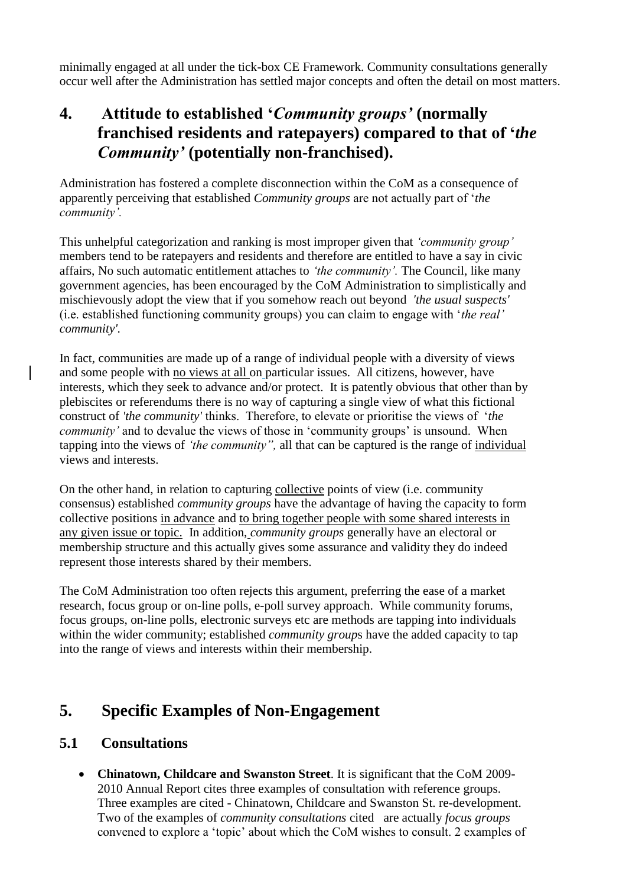minimally engaged at all under the tick-box CE Framework. Community consultations generally occur well after the Administration has settled major concepts and often the detail on most matters.

## 4. Attitude to established '*Community groups'* (normally franchised residents and ratepayers) compared to that of '*the Community'* (potentially non-franchised).

Administration has fostered a complete disconnection within the CoM as a consequence of apparently perceiving that established *Community groups* are not actually part of '*the community'.*

This unhelpful categorization and ranking is most improper given that *'community group'* members tend to be ratepayers and residents and therefore are entitled to have a say in civic affairs, No such automatic entitlement attaches to *'the community'.* The Council, like many government agencies, has been encouraged by the CoM Administration to simplistically and mischievously adopt the view that if you somehow reach out beyond *'the usual suspects'* (i.e. established functioning community groups) you can claim to engage with '*the real' community'.*

In fact, communities are made up of a range of individual people with a diversity of views and some people with <u>no views at all</u> on particular issues. All citizens, however, have interests, which they seek to advance and/or protect. It is patently obvious that other than by plebiscites or referendums there is no way of capturing a single view of what this fictional construct of *'the community'* thinks. Therefore, to elevate or prioritise the views of '*the community'* and to devalue the views of those in 'community groups' is unsound. When tapping into the views of *'the community",* all that can be captured is the range of <u>individual</u> views and interests.

On the other hand, in relation to capturing <u>collective</u> points of view (i.e. community consensus) established *community groups* have the advantage of having the capacity to form collective positions <u>in advance</u> and <u>to bring together people with some shared interests in any given issue or topic.</u> In addition, *community groups* generally have an electoral or membership structure and this actually gives some assurance and validity they do indeed represent those interests shared by their members.

The CoM Administration too often rejects this argument, preferring the ease of a market research, focus group or on-line polls, e-poll survey approach. While community forums, focus groups, on-line polls, electronic surveys etc are methods are tapping into individuals within the wider community; established *community group*s have the added capacity to tap into the range of views and interests within their membership.

## 5. Specific Examples of Non-Engagement

### 5.1 Consultations

- **Chinatown, Childcare and Swanston Street**. It is significant that the CoM 2009-2010 Annual Report cites three examples of consultation with reference groups. Three examples are cited - Chinatown, Childcare and Swanston St. re-development. Two of the examples of *community consultations* cited are actually *focus groups* convened to explore a 'topic' about which the CoM wishes to consult. 2 examples of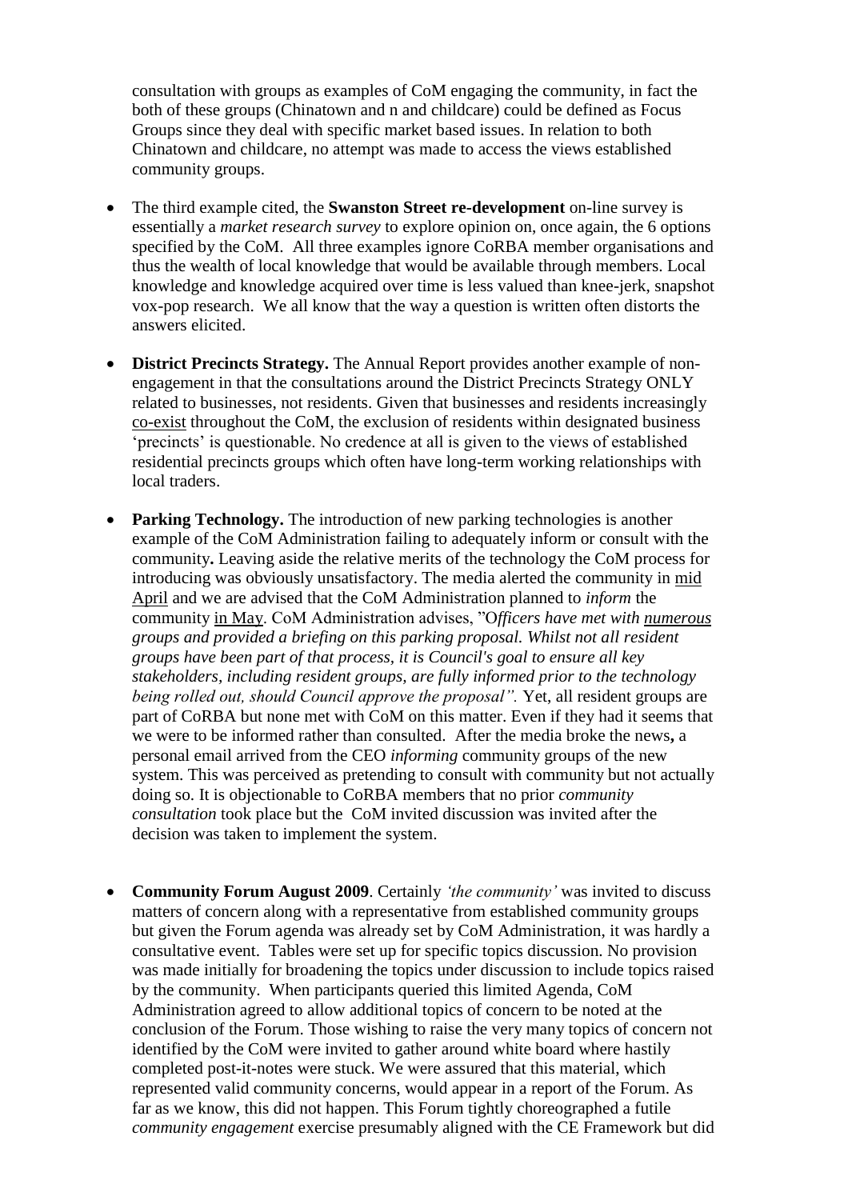consultation with groups as examples of CoM engaging the community, in fact the both of these groups (Chinatown and n and childcare) could be defined as Focus Groups since they deal with specific market based issues. In relation to both Chinatown and childcare, no attempt was made to access the views established community groups.

- The third example cited, the **Swanston Street re-development** on-line survey is essentially a *market research survey* to explore opinion on, once again, the 6 options specified by the CoM. All three examples ignore CoRBA member organisations and thus the wealth of local knowledge that would be available through members. Local knowledge and knowledge acquired over time is less valued than knee-jerk, snapshot vox-pop research. We all know that the way a question is written often distorts the answers elicited.

- **District Precincts Strategy.** The Annual Report provides another example of non-engagement in that the consultations around the District Precincts Strategy ONLY related to businesses, not residents. Given that businesses and residents increasingly co-exist throughout the CoM, the exclusion of residents within designated business 'precincts' is questionable. No credence at all is given to the views of established residential precincts groups which often have long-term working relationships with local traders.

- **Parking Technology.** The introduction of new parking technologies is another example of the CoM Administration failing to adequately inform or consult with the community**.** Leaving aside the relative merits of the technology the CoM process for introducing was obviously unsatisfactory. The media alerted the community in mid April and we are advised that the CoM Administration planned to *inform* the community in May. CoM Administration advises, "*Officers have met with numerous groups and provided a briefing on this parking proposal. Whilst not all resident groups have been part of that process, it is Council's goal to ensure all key stakeholders, including resident groups, are fully informed prior to the technology being rolled out, should Council approve the proposal".* Yet, all resident groups are part of CoRBA but none met with CoM on this matter. Even if they had it seems that we were to be informed rather than consulted. After the media broke the news**,** a personal email arrived from the CEO *informing* community groups of the new system. This was perceived as pretending to consult with community but not actually doing so. It is objectionable to CoRBA members that no prior *community consultation* took place but the CoM invited discussion was invited after the decision was taken to implement the system.

- **Community Forum August 2009**. Certainly *'the community'* was invited to discuss matters of concern along with a representative from established community groups but given the Forum agenda was already set by CoM Administration, it was hardly a consultative event. Tables were set up for specific topics discussion. No provision was made initially for broadening the topics under discussion to include topics raised by the community. When participants queried this limited Agenda, CoM Administration agreed to allow additional topics of concern to be noted at the conclusion of the Forum. Those wishing to raise the very many topics of concern not identified by the CoM were invited to gather around white board where hastily completed post-it-notes were stuck. We were assured that this material, which represented valid community concerns, would appear in a report of the Forum. As far as we know, this did not happen. This Forum tightly choreographed a futile *community engagement* exercise presumably aligned with the CE Framework but did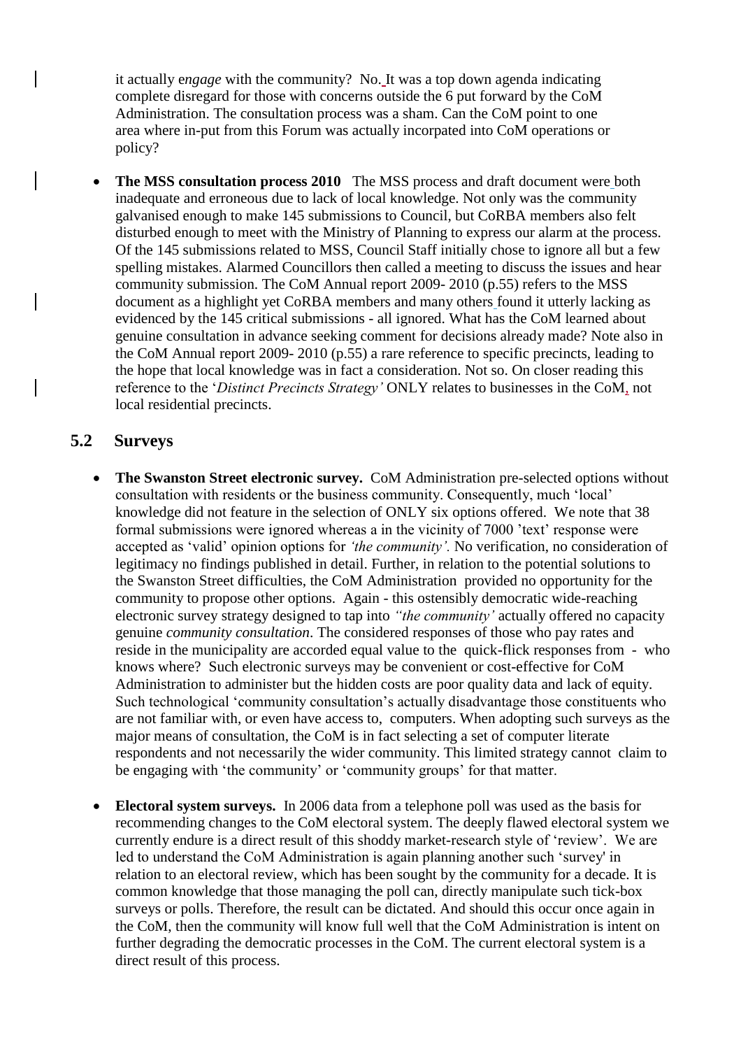it actually e*ngage* with the community? No. It was a top down agenda indicating complete disregard for those with concerns outside the 6 put forward by the CoM Administration. The consultation process was a sham. Can the CoM point to one area where in-put from this Forum was actually incorpated into CoM operations or policy?

- **The MSS consultation process 2010** The MSS process and draft document were both inadequate and erroneous due to lack of local knowledge. Not only was the community galvanised enough to make 145 submissions to Council, but CoRBA members also felt disturbed enough to meet with the Ministry of Planning to express our alarm at the process. Of the 145 submissions related to MSS, Council Staff initially chose to ignore all but a few spelling mistakes. Alarmed Councillors then called a meeting to discuss the issues and hear community submission. The CoM Annual report 2009- 2010 (p.55) refers to the MSS document as a highlight yet CoRBA members and many others found it utterly lacking as evidenced by the 145 critical submissions - all ignored. What has the CoM learned about genuine consultation in advance seeking comment for decisions already made? Note also in the CoM Annual report 2009- 2010 (p.55) a rare reference to specific precincts, leading to the hope that local knowledge was in fact a consideration. Not so. On closer reading this reference to the '*Distinct Precincts Strategy'* ONLY relates to businesses in the CoM, not local residential precincts.

## 5.2 Surveys

- **The Swanston Street electronic survey.** CoM Administration pre-selected options without consultation with residents or the business community. Consequently, much 'local' knowledge did not feature in the selection of ONLY six options offered. We note that 38 formal submissions were ignored whereas a in the vicinity of 7000 'text' response were accepted as 'valid' opinion options for *'the community'.* No verification, no consideration of legitimacy no findings published in detail. Further, in relation to the potential solutions to the Swanston Street difficulties, the CoM Administration provided no opportunity for the community to propose other options. Again - this ostensibly democratic wide-reaching electronic survey strategy designed to tap into *"the community'* actually offered no capacity genuine *community consultation*. The considered responses of those who pay rates and reside in the municipality are accorded equal value to the quick-flick responses from - who knows where? Such electronic surveys may be convenient or cost-effective for CoM Administration to administer but the hidden costs are poor quality data and lack of equity. Such technological 'community consultation's actually disadvantage those constituents who are not familiar with, or even have access to, computers. When adopting such surveys as the major means of consultation, the CoM is in fact selecting a set of computer literate respondents and not necessarily the wider community. This limited strategy cannot claim to be engaging with 'the community' or 'community groups' for that matter.

- **Electoral system surveys.** In 2006 data from a telephone poll was used as the basis for recommending changes to the CoM electoral system. The deeply flawed electoral system we currently endure is a direct result of this shoddy market-research style of 'review'. We are led to understand the CoM Administration is again planning another such 'survey' in relation to an electoral review, which has been sought by the community for a decade. It is common knowledge that those managing the poll can, directly manipulate such tick-box surveys or polls. Therefore, the result can be dictated. And should this occur once again in the CoM, then the community will know full well that the CoM Administration is intent on further degrading the democratic processes in the CoM. The current electoral system is a direct result of this process.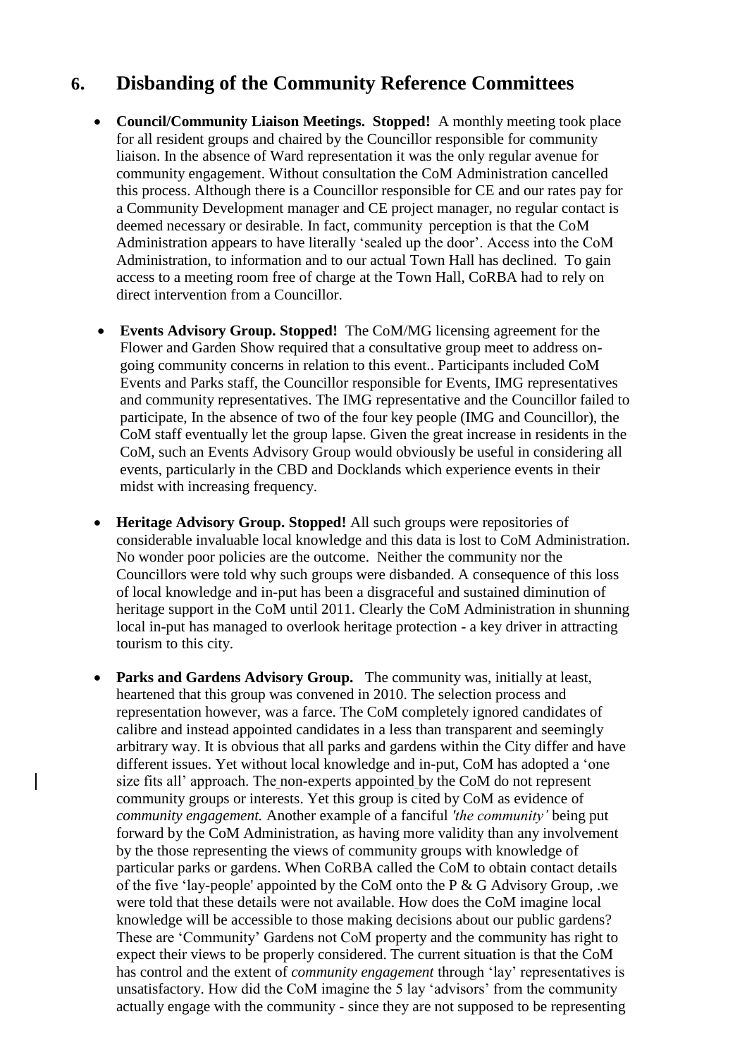## 6. Disbanding of the Community Reference Committees

- **Council/Community Liaison Meetings. Stopped!** A monthly meeting took place for all resident groups and chaired by the Councillor responsible for community liaison. In the absence of Ward representation it was the only regular avenue for community engagement. Without consultation the CoM Administration cancelled this process. Although there is a Councillor responsible for CE and our rates pay for a Community Development manager and CE project manager, no regular contact is deemed necessary or desirable. In fact, community perception is that the CoM Administration appears to have literally 'sealed up the door'. Access into the CoM Administration, to information and to our actual Town Hall has declined. To gain access to a meeting room free of charge at the Town Hall, CoRBA had to rely on direct intervention from a Councillor.

- **Events Advisory Group. Stopped!** The CoM/MG licensing agreement for the Flower and Garden Show required that a consultative group meet to address on-going community concerns in relation to this event.. Participants included CoM Events and Parks staff, the Councillor responsible for Events, IMG representatives and community representatives. The IMG representative and the Councillor failed to participate, In the absence of two of the four key people (IMG and Councillor), the CoM staff eventually let the group lapse. Given the great increase in residents in the CoM, such an Events Advisory Group would obviously be useful in considering all events, particularly in the CBD and Docklands which experience events in their midst with increasing frequency.

- **Heritage Advisory Group. Stopped!** All such groups were repositories of considerable invaluable local knowledge and this data is lost to CoM Administration. No wonder poor policies are the outcome. Neither the community nor the Councillors were told why such groups were disbanded. A consequence of this loss of local knowledge and in-put has been a disgraceful and sustained diminution of heritage support in the CoM until 2011. Clearly the CoM Administration in shunning local in-put has managed to overlook heritage protection - a key driver in attracting tourism to this city.

- **Parks and Gardens Advisory Group.** The community was, initially at least, heartened that this group was convened in 2010. The selection process and representation however, was a farce. The CoM completely ignored candidates of calibre and instead appointed candidates in a less than transparent and seemingly arbitrary way. It is obvious that all parks and gardens within the City differ and have different issues. Yet without local knowledge and in-put, CoM has adopted a 'one size fits all' approach. The non-experts appointed by the CoM do not represent community groups or interests. Yet this group is cited by CoM as evidence of *community engagement.* Another example of a fanciful *'the community'* being put forward by the CoM Administration, as having more validity than any involvement by the those representing the views of community groups with knowledge of particular parks or gardens. When CoRBA called the CoM to obtain contact details of the five 'lay-people' appointed by the CoM onto the P & G Advisory Group, .we were told that these details were not available. How does the CoM imagine local knowledge will be accessible to those making decisions about our public gardens? These are 'Community' Gardens not CoM property and the community has right to expect their views to be properly considered. The current situation is that the CoM has control and the extent of *community engagement* through 'lay' representatives is unsatisfactory. How did the CoM imagine the 5 lay 'advisors' from the community actually engage with the community - since they are not supposed to be representing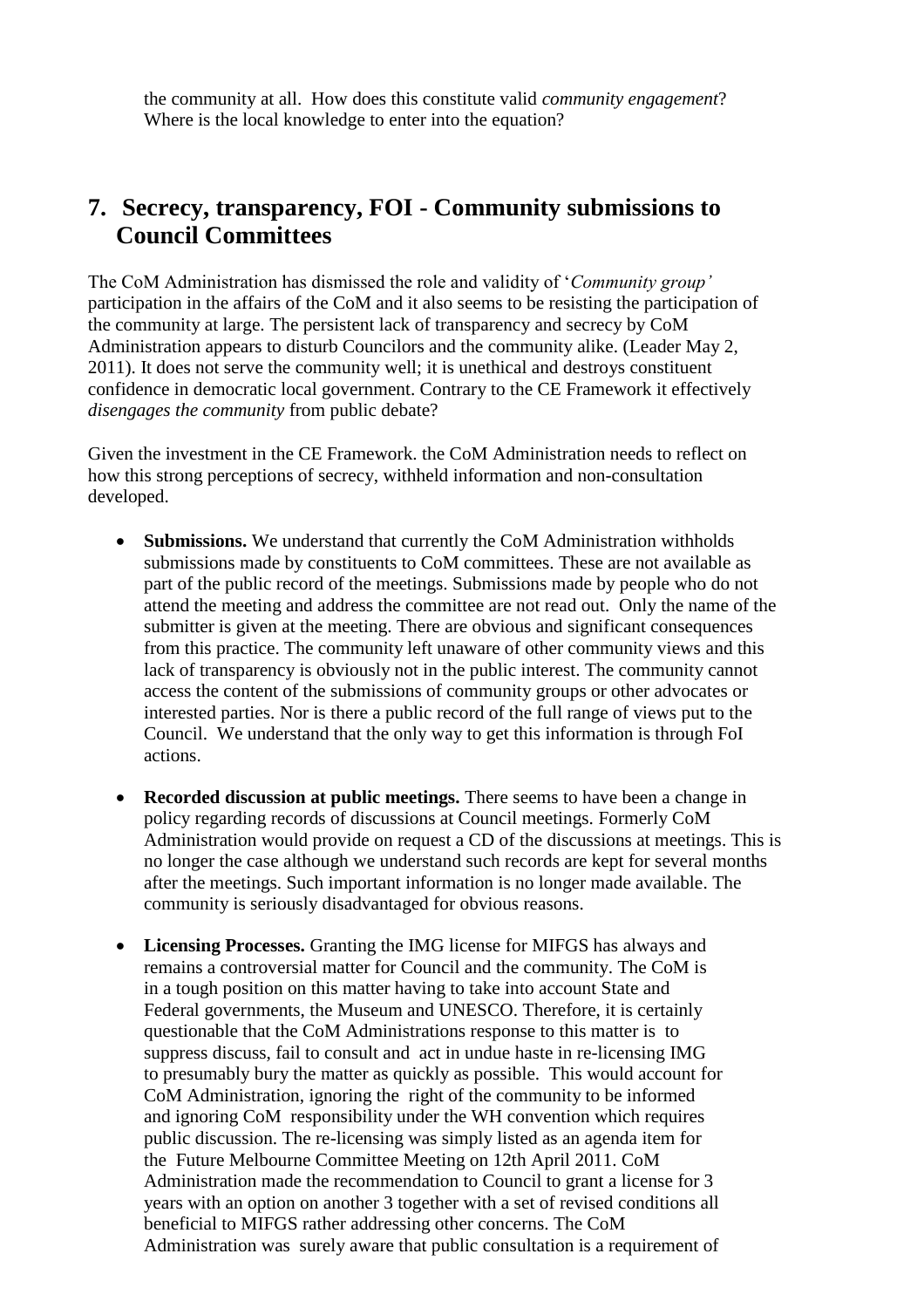the community at all. How does this constitute valid *community engagement*? Where is the local knowledge to enter into the equation?

## 7. Secrecy, transparency, FOI - Community submissions to Council Committees

The CoM Administration has dismissed the role and validity of '*Community group'* participation in the affairs of the CoM and it also seems to be resisting the participation of the community at large. The persistent lack of transparency and secrecy by CoM Administration appears to disturb Councilors and the community alike. (Leader May 2, 2011). It does not serve the community well; it is unethical and destroys constituent confidence in democratic local government. Contrary to the CE Framework it effectively *disengages the community* from public debate?

Given the investment in the CE Framework. the CoM Administration needs to reflect on how this strong perceptions of secrecy, withheld information and non-consultation developed.

- **Submissions.** We understand that currently the CoM Administration withholds submissions made by constituents to CoM committees. These are not available as part of the public record of the meetings. Submissions made by people who do not attend the meeting and address the committee are not read out. Only the name of the submitter is given at the meeting. There are obvious and significant consequences from this practice. The community left unaware of other community views and this lack of transparency is obviously not in the public interest. The community cannot access the content of the submissions of community groups or other advocates or interested parties. Nor is there a public record of the full range of views put to the Council. We understand that the only way to get this information is through FoI actions.

- **Recorded discussion at public meetings.** There seems to have been a change in policy regarding records of discussions at Council meetings. Formerly CoM Administration would provide on request a CD of the discussions at meetings. This is no longer the case although we understand such records are kept for several months after the meetings. Such important information is no longer made available. The community is seriously disadvantaged for obvious reasons.

- **Licensing Processes.** Granting the IMG license for MIFGS has always and remains a controversial matter for Council and the community. The CoM is in a tough position on this matter having to take into account State and Federal governments, the Museum and UNESCO. Therefore, it is certainly questionable that the CoM Administrations response to this matter is to suppress discuss, fail to consult and act in undue haste in re-licensing IMG to presumably bury the matter as quickly as possible. This would account for CoM Administration, ignoring the right of the community to be informed and ignoring CoM responsibility under the WH convention which requires public discussion. The re-licensing was simply listed as an agenda item for the Future Melbourne Committee Meeting on 12th April 2011. CoM Administration made the recommendation to Council to grant a license for 3 years with an option on another 3 together with a set of revised conditions all beneficial to MIFGS rather addressing other concerns. The CoM Administration was surely aware that public consultation is a requirement of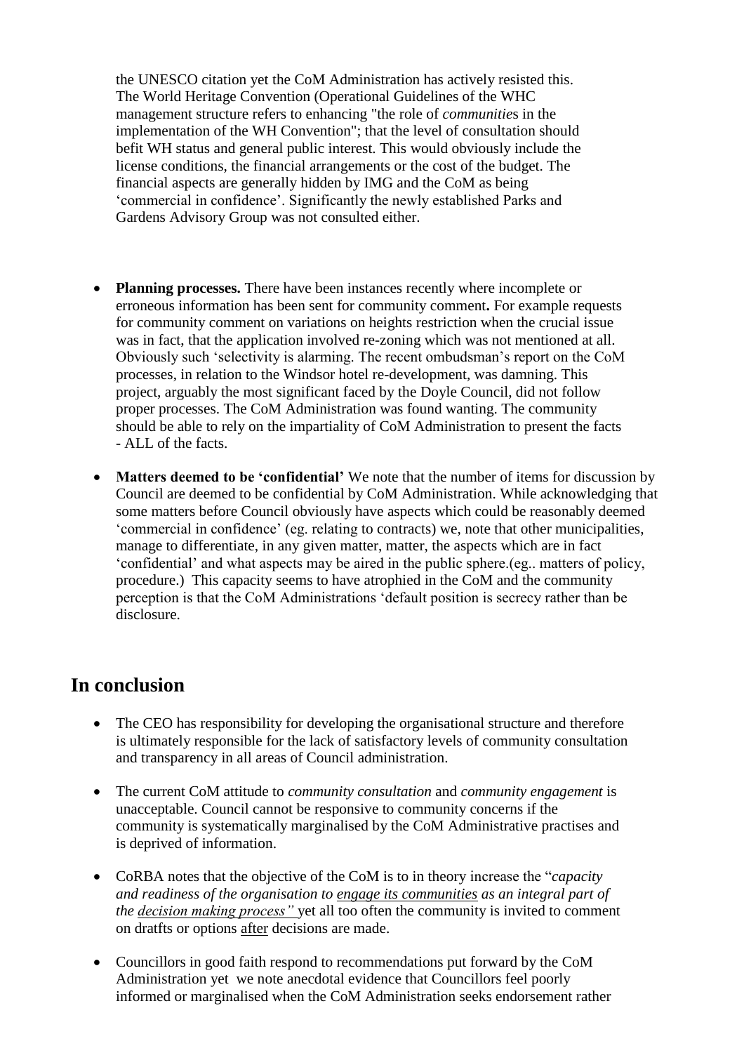the UNESCO citation yet the CoM Administration has actively resisted this. The World Heritage Convention (Operational Guidelines of the WHC management structure refers to enhancing "the role of *communitie*s in the implementation of the WH Convention"; that the level of consultation should befit WH status and general public interest. This would obviously include the license conditions, the financial arrangements or the cost of the budget. The financial aspects are generally hidden by IMG and the CoM as being 'commercial in confidence'. Significantly the newly established Parks and Gardens Advisory Group was not consulted either.

- **Planning processes.** There have been instances recently where incomplete or erroneous information has been sent for community comment**.** For example requests for community comment on variations on heights restriction when the crucial issue was in fact, that the application involved re-zoning which was not mentioned at all. Obviously such 'selectivity is alarming. The recent ombudsman's report on the CoM processes, in relation to the Windsor hotel re-development, was damning. This project, arguably the most significant faced by the Doyle Council, did not follow proper processes. The CoM Administration was found wanting. The community should be able to rely on the impartiality of CoM Administration to present the facts - ALL of the facts.

- **Matters deemed to be 'confidential'** We note that the number of items for discussion by Council are deemed to be confidential by CoM Administration. While acknowledging that some matters before Council obviously have aspects which could be reasonably deemed 'commercial in confidence' (eg. relating to contracts) we, note that other municipalities, manage to differentiate, in any given matter, matter, the aspects which are in fact 'confidential' and what aspects may be aired in the public sphere.(eg.. matters of policy, procedure.) This capacity seems to have atrophied in the CoM and the community perception is that the CoM Administrations 'default position is secrecy rather than be disclosure.

## In conclusion

- The CEO has responsibility for developing the organisational structure and therefore is ultimately responsible for the lack of satisfactory levels of community consultation and transparency in all areas of Council administration.

- The current CoM attitude to *community consultation* and *community engagement* is unacceptable. Council cannot be responsive to community concerns if the community is systematically marginalised by the CoM Administrative practises and is deprived of information.

- CoRBA notes that the objective of the CoM is to in theory increase the "*capacity and readiness of the organisation to <u>engage its communities</u> as an integral part of the <u>decision making process</u>"* yet all too often the community is invited to comment on dratfts or options <u>after</u> decisions are made.

- Councillors in good faith respond to recommendations put forward by the CoM Administration yet we note anecdotal evidence that Councillors feel poorly informed or marginalised when the CoM Administration seeks endorsement rather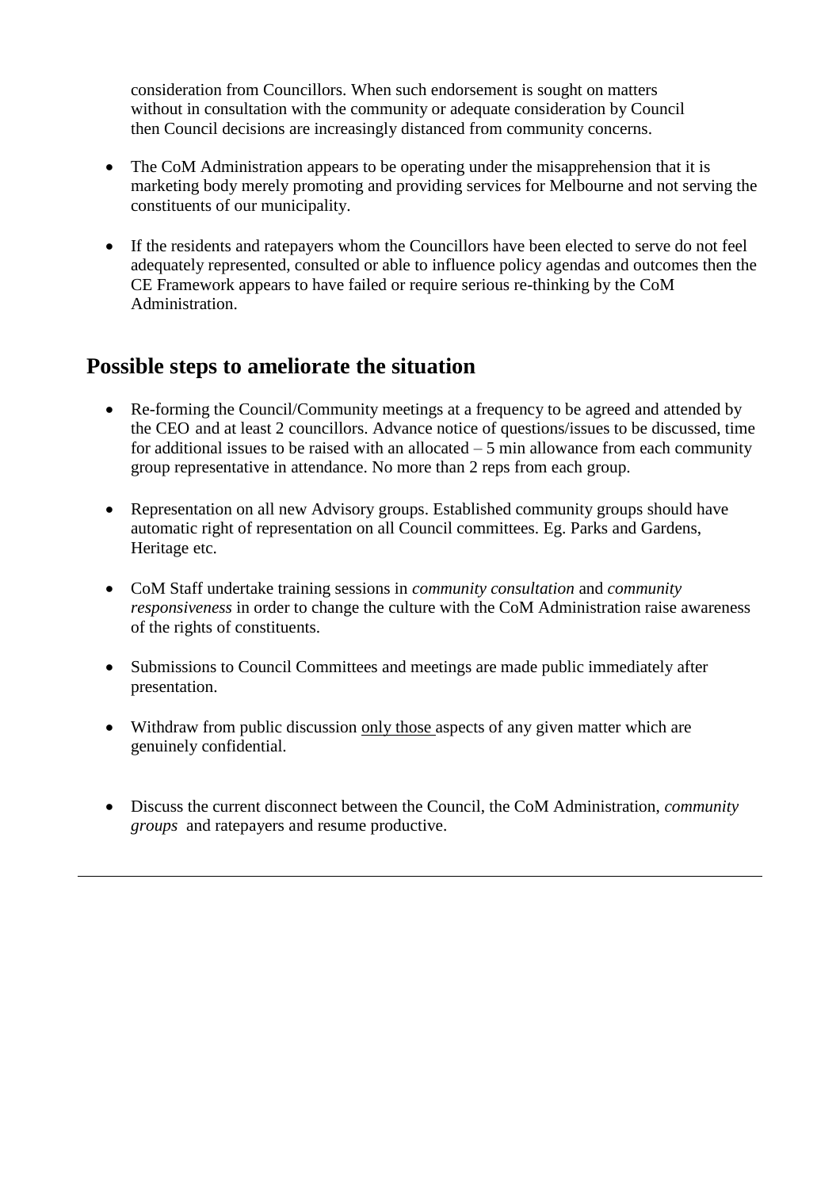consideration from Councillors. When such endorsement is sought on matters without in consultation with the community or adequate consideration by Council then Council decisions are increasingly distanced from community concerns.

- The CoM Administration appears to be operating under the misapprehension that it is marketing body merely promoting and providing services for Melbourne and not serving the constituents of our municipality.

- If the residents and ratepayers whom the Councillors have been elected to serve do not feel adequately represented, consulted or able to influence policy agendas and outcomes then the CE Framework appears to have failed or require serious re-thinking by the CoM Administration.

## Possible steps to ameliorate the situation

- Re-forming the Council/Community meetings at a frequency to be agreed and attended by the CEO and at least 2 councillors. Advance notice of questions/issues to be discussed, time for additional issues to be raised with an allocated – 5 min allowance from each community group representative in attendance. No more than 2 reps from each group.

- Representation on all new Advisory groups. Established community groups should have automatic right of representation on all Council committees. Eg. Parks and Gardens, Heritage etc.

- CoM Staff undertake training sessions in *community consultation* and *community responsiveness* in order to change the culture with the CoM Administration raise awareness of the rights of constituents.

- Submissions to Council Committees and meetings are made public immediately after presentation.

- Withdraw from public discussion <u>only those</u> aspects of any given matter which are genuinely confidential.

- Discuss the current disconnect between the Council, the CoM Administration, *community groups* and ratepayers and resume productive.